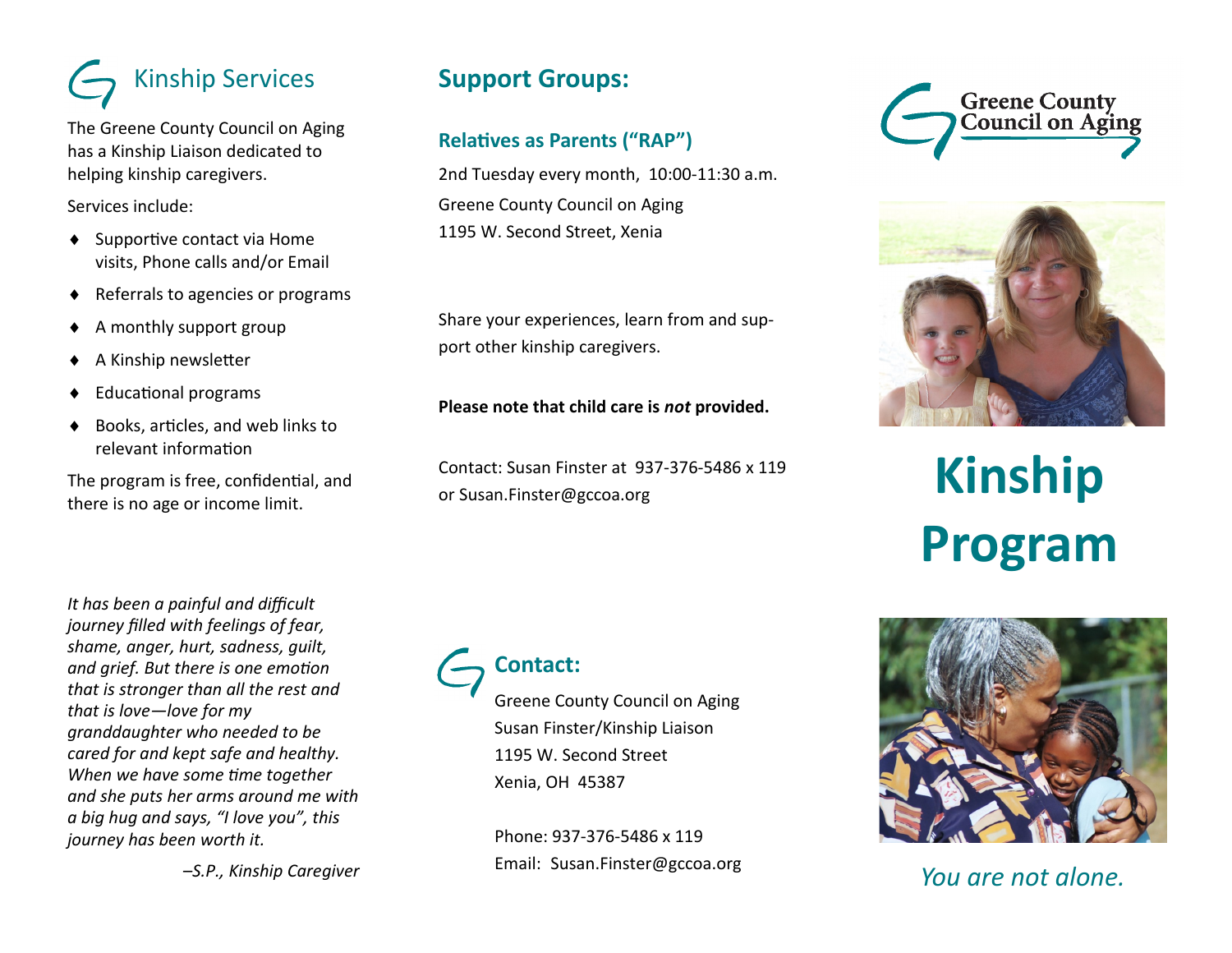## Kinship Services

The Greene County Council on Aging has a Kinship Liaison dedicated to helping kinship caregivers.

Services include:

- Supportive contact via Home visits, Phone calls and/or Email
- Referrals to agencies or programs
- A monthly support group
- A Kinship newsletter
- Educational programs
- Books, articles, and web links to relevant information

The program is free, confidential, and there is no age or income limit.

*It has been a painful and difficult journey filled with feelings of fear, shame, anger, hurt, sadness, guilt, and grief. But there is one emotion that is stronger than all the rest and that is love—love for my granddaughter who needed to be cared for and kept safe and healthy. When we have some time together and she puts her arms around me with a big hug and says, "I love you", this journey has been worth it.*

*–S.P., Kinship Caregiver*

## Support Groups:

### Relatives as Parents ("RAP")

2nd Tuesday every month, 10:00-11:30 a.m.

Greene County Council on Aging
1195 W. Second Street, Xenia

Share your experiences, learn from and support other kinship caregivers.

**Please note that child care is *not* provided.**

Contact: Susan Finster at 937-376-5486 x 119 or Susan.Finster@gccoa.org

## Contact:

Greene County Council on Aging
Susan Finster/Kinship Liaison
1195 W. Second Street
Xenia, OH 45387

Phone: 937-376-5486 x 119
Email: Susan.Finster@gccoa.org

Greene County Council on Aging

# Kinship Program

*You are not alone.*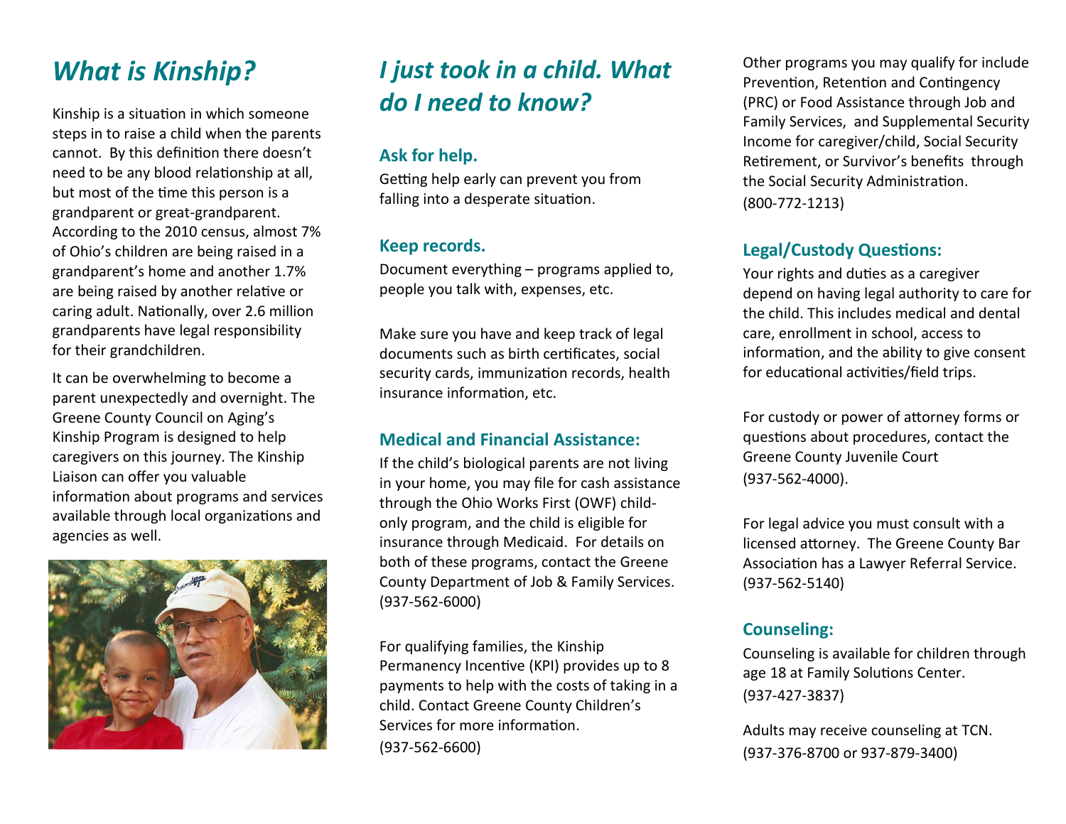# *What is Kinship?*

Kinship is a situation in which someone steps in to raise a child when the parents cannot. By this definition there doesn't need to be any blood relationship at all, but most of the time this person is a grandparent or great-grandparent. According to the 2010 census, almost 7% of Ohio's children are being raised in a grandparent's home and another 1.7% are being raised by another relative or caring adult. Nationally, over 2.6 million grandparents have legal responsibility for their grandchildren.

It can be overwhelming to become a parent unexpectedly and overnight. The Greene County Council on Aging's Kinship Program is designed to help caregivers on this journey. The Kinship Liaison can offer you valuable information about programs and services available through local organizations and agencies as well.

# *I just took in a child. What do I need to know?*

### Ask for help.

Getting help early can prevent you from falling into a desperate situation.

### Keep records.

Document everything – programs applied to, people you talk with, expenses, etc.

Make sure you have and keep track of legal documents such as birth certificates, social security cards, immunization records, health insurance information, etc.

### Medical and Financial Assistance:

If the child's biological parents are not living in your home, you may file for cash assistance through the Ohio Works First (OWF) child-only program, and the child is eligible for insurance through Medicaid. For details on both of these programs, contact the Greene County Department of Job & Family Services. (937-562-6000)

For qualifying families, the Kinship Permanency Incentive (KPI) provides up to 8 payments to help with the costs of taking in a child. Contact Greene County Children's Services for more information. (937-562-6600)

Other programs you may qualify for include Prevention, Retention and Contingency (PRC) or Food Assistance through Job and Family Services, and Supplemental Security Income for caregiver/child, Social Security Retirement, or Survivor's benefits through the Social Security Administration. (800-772-1213)

### Legal/Custody Questions:

Your rights and duties as a caregiver depend on having legal authority to care for the child. This includes medical and dental care, enrollment in school, access to information, and the ability to give consent for educational activities/field trips.

For custody or power of attorney forms or questions about procedures, contact the Greene County Juvenile Court (937-562-4000).

For legal advice you must consult with a licensed attorney. The Greene County Bar Association has a Lawyer Referral Service. (937-562-5140)

### Counseling:

Counseling is available for children through age 18 at Family Solutions Center. (937-427-3837)

Adults may receive counseling at TCN. (937-376-8700 or 937-879-3400)